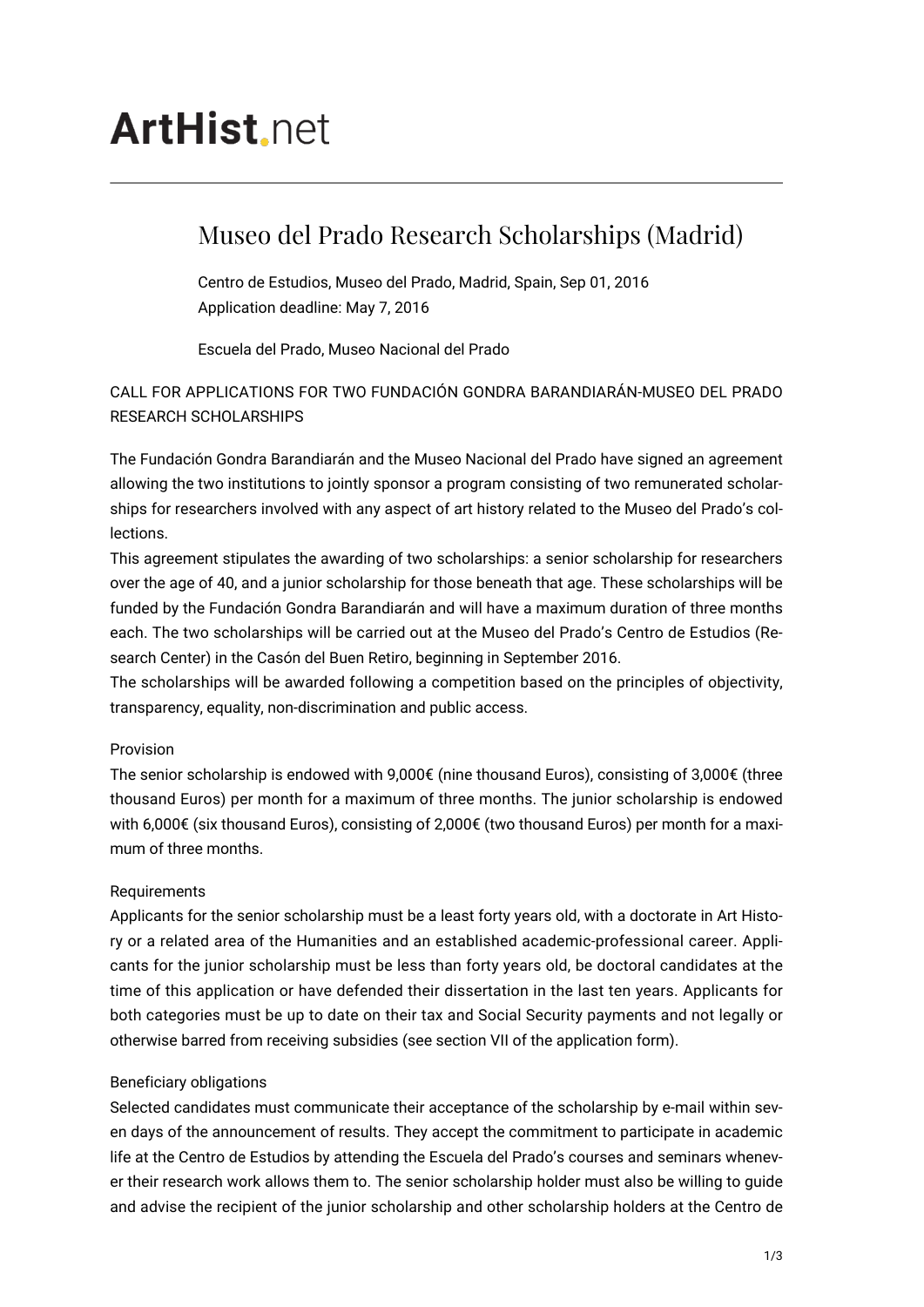# ArtHist.net

## Museo del Prado Research Scholarships (Madrid)

Centro de Estudios, Museo del Prado, Madrid, Spain, Sep 01, 2016
Application deadline: May 7, 2016

Escuela del Prado, Museo Nacional del Prado

CALL FOR APPLICATIONS FOR TWO FUNDACIÓN GONDRA BARANDIARÁN-MUSEO DEL PRADO RESEARCH SCHOLARSHIPS

The Fundación Gondra Barandiarán and the Museo Nacional del Prado have signed an agreement allowing the two institutions to jointly sponsor a program consisting of two remunerated scholarships for researchers involved with any aspect of art history related to the Museo del Prado's collections.
This agreement stipulates the awarding of two scholarships: a senior scholarship for researchers over the age of 40, and a junior scholarship for those beneath that age. These scholarships will be funded by the Fundación Gondra Barandiarán and will have a maximum duration of three months each. The two scholarships will be carried out at the Museo del Prado's Centro de Estudios (Research Center) in the Casón del Buen Retiro, beginning in September 2016.
The scholarships will be awarded following a competition based on the principles of objectivity, transparency, equality, non-discrimination and public access.

Provision
The senior scholarship is endowed with 9,000€ (nine thousand Euros), consisting of 3,000€ (three thousand Euros) per month for a maximum of three months. The junior scholarship is endowed with 6,000€ (six thousand Euros), consisting of 2,000€ (two thousand Euros) per month for a maximum of three months.

Requirements
Applicants for the senior scholarship must be a least forty years old, with a doctorate in Art History or a related area of the Humanities and an established academic-professional career. Applicants for the junior scholarship must be less than forty years old, be doctoral candidates at the time of this application or have defended their dissertation in the last ten years. Applicants for both categories must be up to date on their tax and Social Security payments and not legally or otherwise barred from receiving subsidies (see section VII of the application form).

Beneficiary obligations
Selected candidates must communicate their acceptance of the scholarship by e-mail within seven days of the announcement of results. They accept the commitment to participate in academic life at the Centro de Estudios by attending the Escuela del Prado's courses and seminars whenever their research work allows them to. The senior scholarship holder must also be willing to guide and advise the recipient of the junior scholarship and other scholarship holders at the Centro de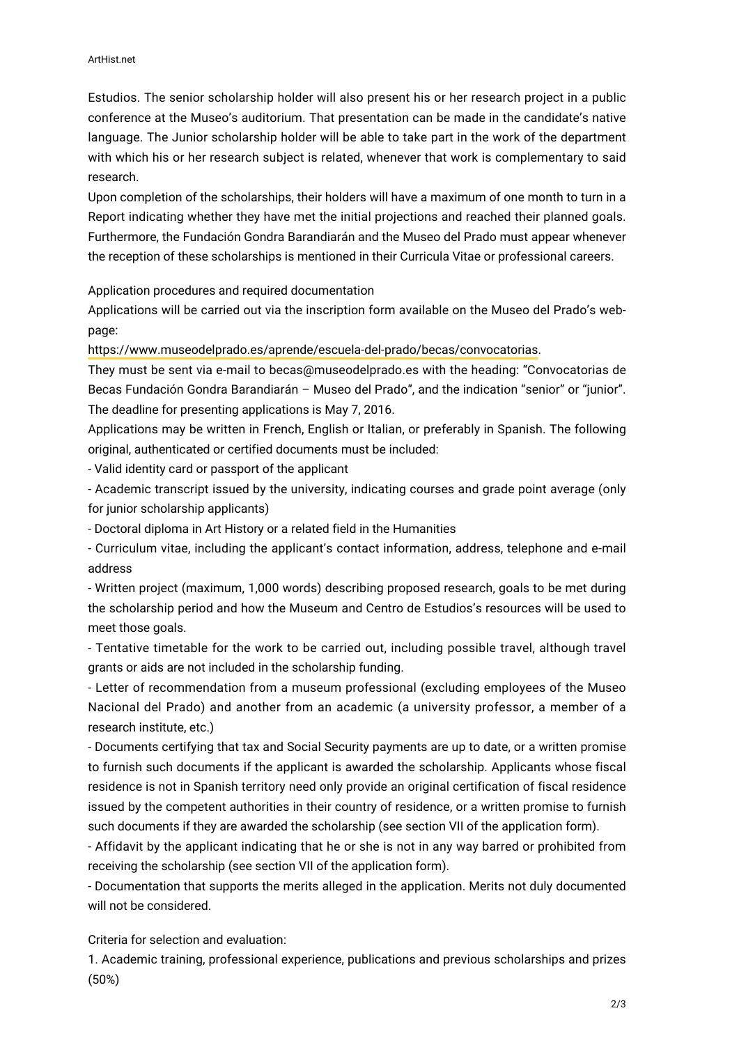Estudios. The senior scholarship holder will also present his or her research project in a public conference at the Museo's auditorium. That presentation can be made in the candidate's native language. The Junior scholarship holder will be able to take part in the work of the department with which his or her research subject is related, whenever that work is complementary to said research.

Upon completion of the scholarships, their holders will have a maximum of one month to turn in a Report indicating whether they have met the initial projections and reached their planned goals. Furthermore, the Fundación Gondra Barandiarán and the Museo del Prado must appear whenever the reception of these scholarships is mentioned in their Curricula Vitae or professional careers.

Application procedures and required documentation

Applications will be carried out via the inscription form available on the Museo del Prado's web-page:

https://www.museodelprado.es/aprende/escuela-del-prado/becas/convocatorias.

They must be sent via e-mail to becas@museodelprado.es with the heading: "Convocatorias de Becas Fundación Gondra Barandiarán – Museo del Prado", and the indication "senior" or "junior". The deadline for presenting applications is May 7, 2016.

Applications may be written in French, English or Italian, or preferably in Spanish. The following original, authenticated or certified documents must be included:

- Valid identity card or passport of the applicant
- Academic transcript issued by the university, indicating courses and grade point average (only for junior scholarship applicants)
- Doctoral diploma in Art History or a related field in the Humanities
- Curriculum vitae, including the applicant's contact information, address, telephone and e-mail address
- Written project (maximum, 1,000 words) describing proposed research, goals to be met during the scholarship period and how the Museum and Centro de Estudios's resources will be used to meet those goals.
- Tentative timetable for the work to be carried out, including possible travel, although travel grants or aids are not included in the scholarship funding.
- Letter of recommendation from a museum professional (excluding employees of the Museo Nacional del Prado) and another from an academic (a university professor, a member of a research institute, etc.)
- Documents certifying that tax and Social Security payments are up to date, or a written promise to furnish such documents if the applicant is awarded the scholarship. Applicants whose fiscal residence is not in Spanish territory need only provide an original certification of fiscal residence issued by the competent authorities in their country of residence, or a written promise to furnish such documents if they are awarded the scholarship (see section VII of the application form).
- Affidavit by the applicant indicating that he or she is not in any way barred or prohibited from receiving the scholarship (see section VII of the application form).
- Documentation that supports the merits alleged in the application. Merits not duly documented will not be considered.

Criteria for selection and evaluation:

1. Academic training, professional experience, publications and previous scholarships and prizes (50%)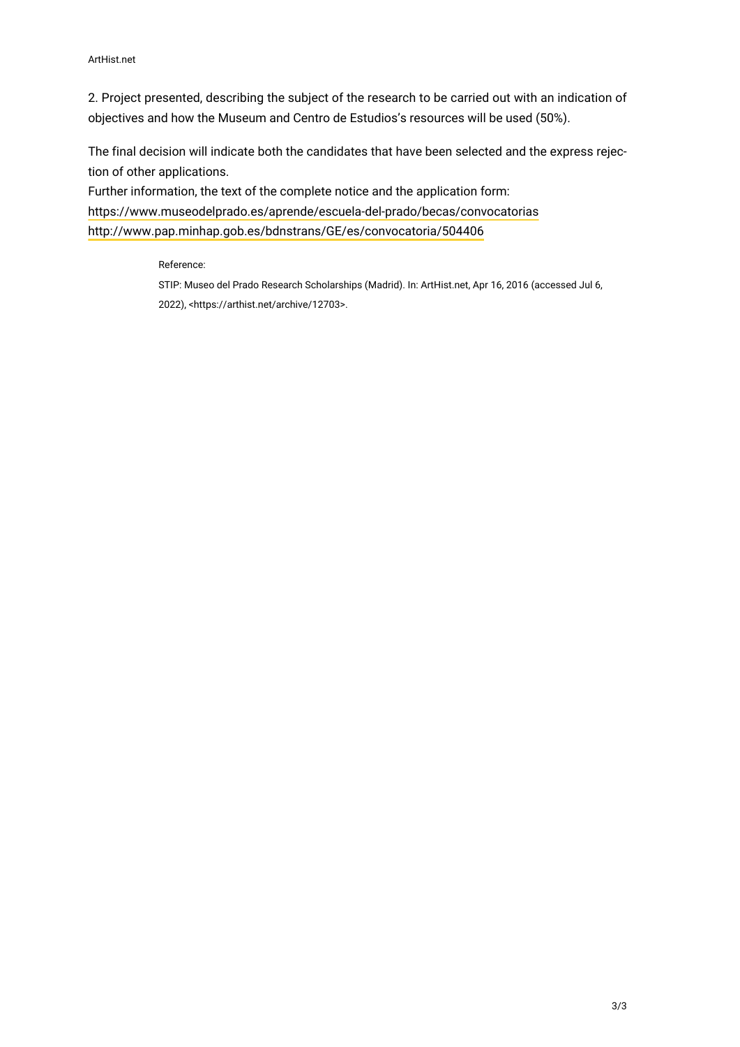2. Project presented, describing the subject of the research to be carried out with an indication of objectives and how the Museum and Centro de Estudios's resources will be used (50%).

The final decision will indicate both the candidates that have been selected and the express rejection of other applications.

Further information, the text of the complete notice and the application form:
https://www.museodelprado.es/aprende/escuela-del-prado/becas/convocatorias
http://www.pap.minhap.gob.es/bdnstrans/GE/es/convocatoria/504406

Reference:

STIP: Museo del Prado Research Scholarships (Madrid). In: ArtHist.net, Apr 16, 2016 (accessed Jul 6, 2022), <https://arthist.net/archive/12703>.